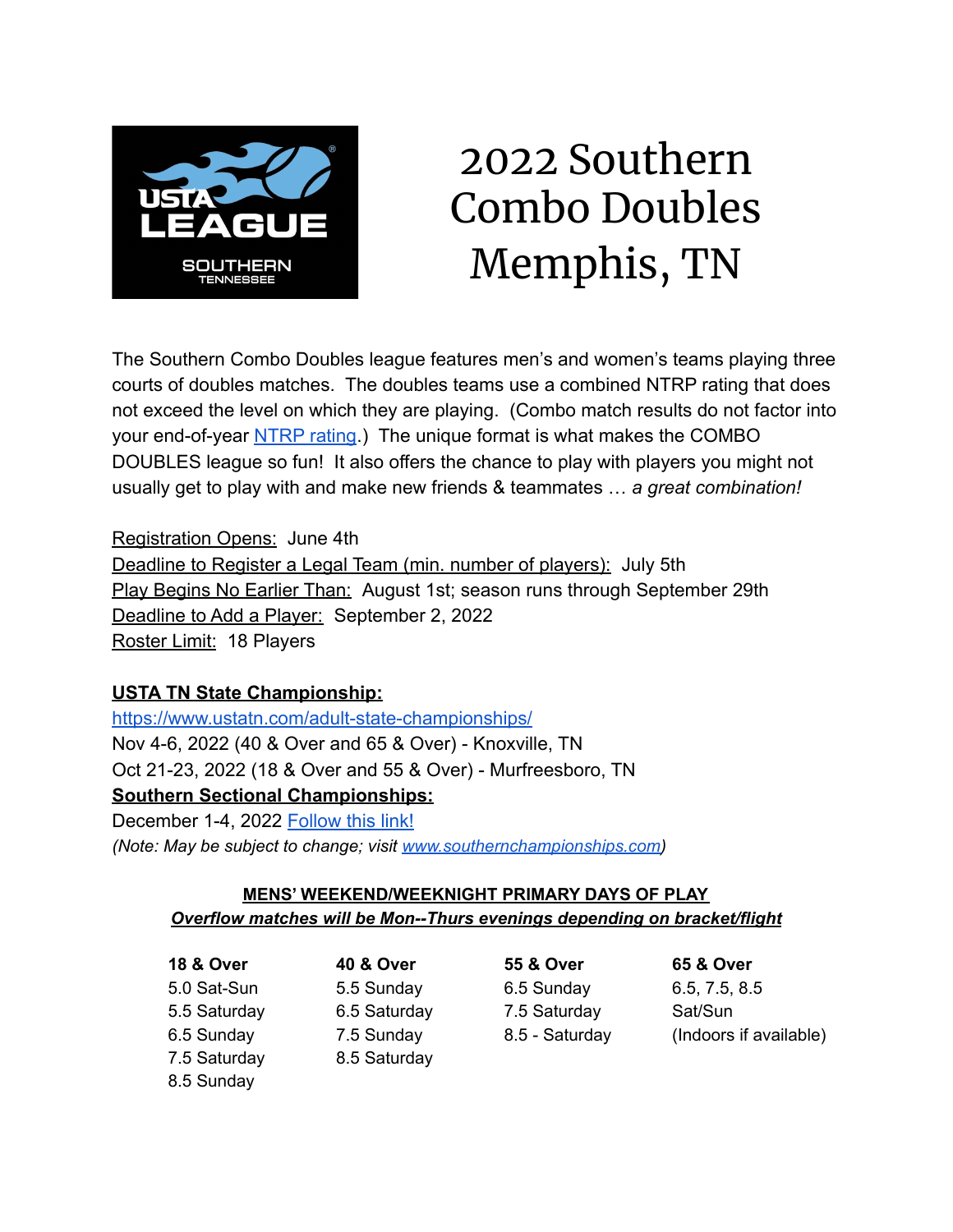# 2022 Southern Combo Doubles Memphis, TN

The Southern Combo Doubles league features men's and women's teams playing three courts of doubles matches. The doubles teams use a combined NTRP rating that does not exceed the level on which they are playing. (Combo match results do not factor into your end-of-year NTRP rating.) The unique format is what makes the COMBO DOUBLES league so fun! It also offers the chance to play with players you might not usually get to play with and make new friends & teammates … *a great combination!*

Registration Opens: June 4th
Deadline to Register a Legal Team (min. number of players): July 5th
Play Begins No Earlier Than: August 1st; season runs through September 29th
Deadline to Add a Player: September 2, 2022
Roster Limit: 18 Players

**USTA TN State Championship:**
https://www.ustatn.com/adult-state-championships/
Nov 4-6, 2022 (40 & Over and 65 & Over) - Knoxville, TN
Oct 21-23, 2022 (18 & Over and 55 & Over) - Murfreesboro, TN
**Southern Sectional Championships:**
December 1-4, 2022 Follow this link!
*(Note: May be subject to change; visit www.southernchampionships.com)*

**MENS' WEEKEND/WEEKNIGHT PRIMARY DAYS OF PLAY**
***Overflow matches will be Mon--Thurs evenings depending on bracket/flight***

| 18 & Over | 40 & Over | 55 & Over | 65 & Over |
|---|---|---|---|
| 5.0 Sat-Sun | 5.5 Sunday | 6.5 Sunday | 6.5, 7.5, 8.5 |
| 5.5 Saturday | 6.5 Saturday | 7.5 Saturday | Sat/Sun |
| 6.5 Sunday | 7.5 Sunday | 8.5 - Saturday | (Indoors if available) |
| 7.5 Saturday | 8.5 Saturday | | |
| 8.5 Sunday | | | |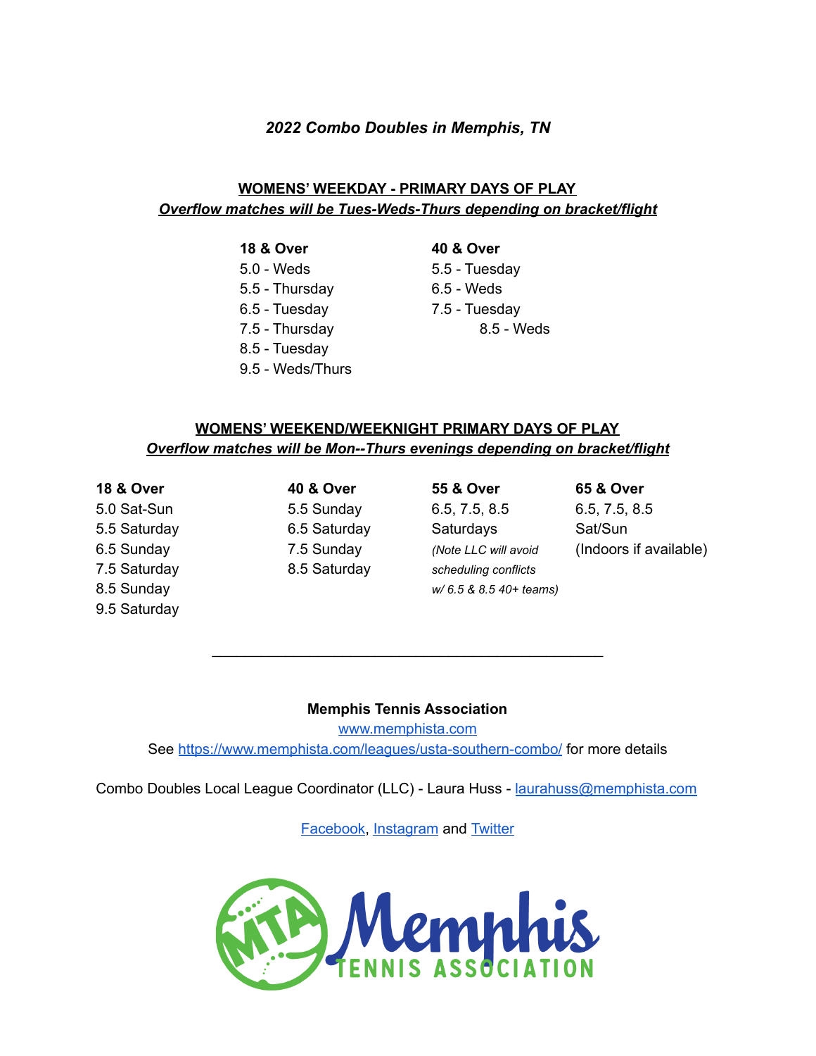*2022 Combo Doubles in Memphis, TN*

**WOMENS' WEEKDAY - PRIMARY DAYS OF PLAY**
***Overflow matches will be Tues-Weds-Thurs depending on bracket/flight***

| **18 & Over** | **40 & Over** |
|---|---|
| 5.0 - Weds | 5.5 - Tuesday |
| 5.5 - Thursday | 6.5 - Weds |
| 6.5 - Tuesday | 7.5 - Tuesday |
| 7.5 - Thursday | 8.5 - Weds |
| 8.5 - Tuesday | |
| 9.5 - Weds/Thurs | |

**WOMENS' WEEKEND/WEEKNIGHT PRIMARY DAYS OF PLAY**
***Overflow matches will be Mon--Thurs evenings depending on bracket/flight***

| **18 & Over** | **40 & Over** | **55 & Over** | **65 & Over** |
|---|---|---|---|
| 5.0 Sat-Sun | 5.5 Sunday | 6.5, 7.5, 8.5 | 6.5, 7.5, 8.5 |
| 5.5 Saturday | 6.5 Saturday | Saturdays | Sat/Sun |
| 6.5 Sunday | 7.5 Sunday | *(Note LLC will avoid* | (Indoors if available) |
| 7.5 Saturday | 8.5 Saturday | *scheduling conflicts* | |
| 8.5 Sunday | | *w/ 6.5 & 8.5 40+ teams)* | |
| 9.5 Saturday | | | |

---

**Memphis Tennis Association**

www.memphista.com

See https://www.memphista.com/leagues/usta-southern-combo/ for more details

Combo Doubles Local League Coordinator (LLC) - Laura Huss - laurahuss@memphista.com

Facebook, Instagram and Twitter

MTA Memphis TENNIS ASSOCIATION